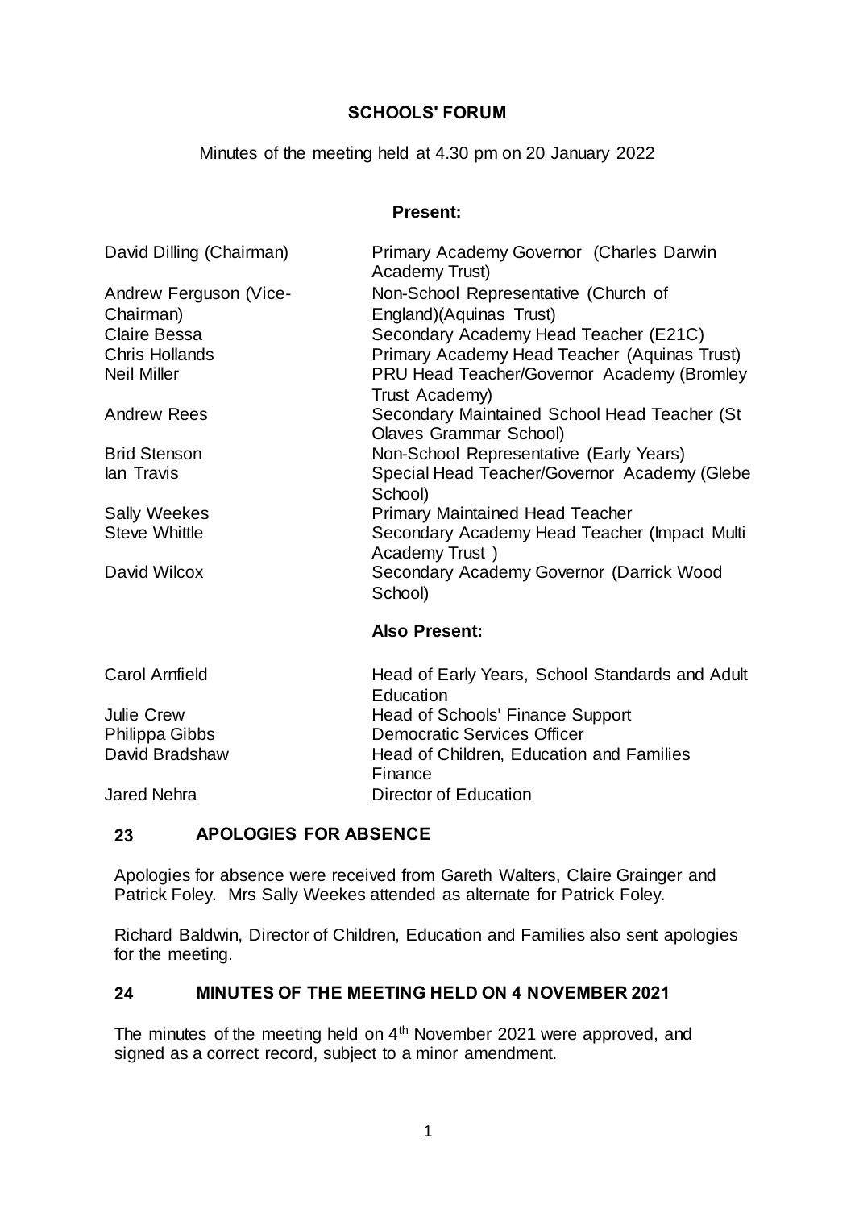# SCHOOLS' FORUM

Minutes of the meeting held at 4.30 pm on 20 January 2022

**Present:**

| | |
|---|---|
| David Dilling (Chairman) | Primary Academy Governor (Charles Darwin Academy Trust) |
| Andrew Ferguson (Vice-Chairman) | Non-School Representative (Church of England)(Aquinas Trust) |
| Claire Bessa | Secondary Academy Head Teacher (E21C) |
| Chris Hollands | Primary Academy Head Teacher (Aquinas Trust) |
| Neil Miller | PRU Head Teacher/Governor Academy (Bromley Trust Academy) |
| Andrew Rees | Secondary Maintained School Head Teacher (St Olaves Grammar School) |
| Brid Stenson | Non-School Representative (Early Years) |
| Ian Travis | Special Head Teacher/Governor Academy (Glebe School) |
| Sally Weekes | Primary Maintained Head Teacher |
| Steve Whittle | Secondary Academy Head Teacher (Impact Multi Academy Trust ) |
| David Wilcox | Secondary Academy Governor (Darrick Wood School) |

**Also Present:**

| | |
|---|---|
| Carol Arnfield | Head of Early Years, School Standards and Adult Education |
| Julie Crew | Head of Schools' Finance Support |
| Philippa Gibbs | Democratic Services Officer |
| David Bradshaw | Head of Children, Education and Families Finance |
| Jared Nehra | Director of Education |

## 23 APOLOGIES FOR ABSENCE

Apologies for absence were received from Gareth Walters, Claire Grainger and Patrick Foley. Mrs Sally Weekes attended as alternate for Patrick Foley.

Richard Baldwin, Director of Children, Education and Families also sent apologies for the meeting.

## 24 MINUTES OF THE MEETING HELD ON 4 NOVEMBER 2021

The minutes of the meeting held on 4th November 2021 were approved, and signed as a correct record, subject to a minor amendment.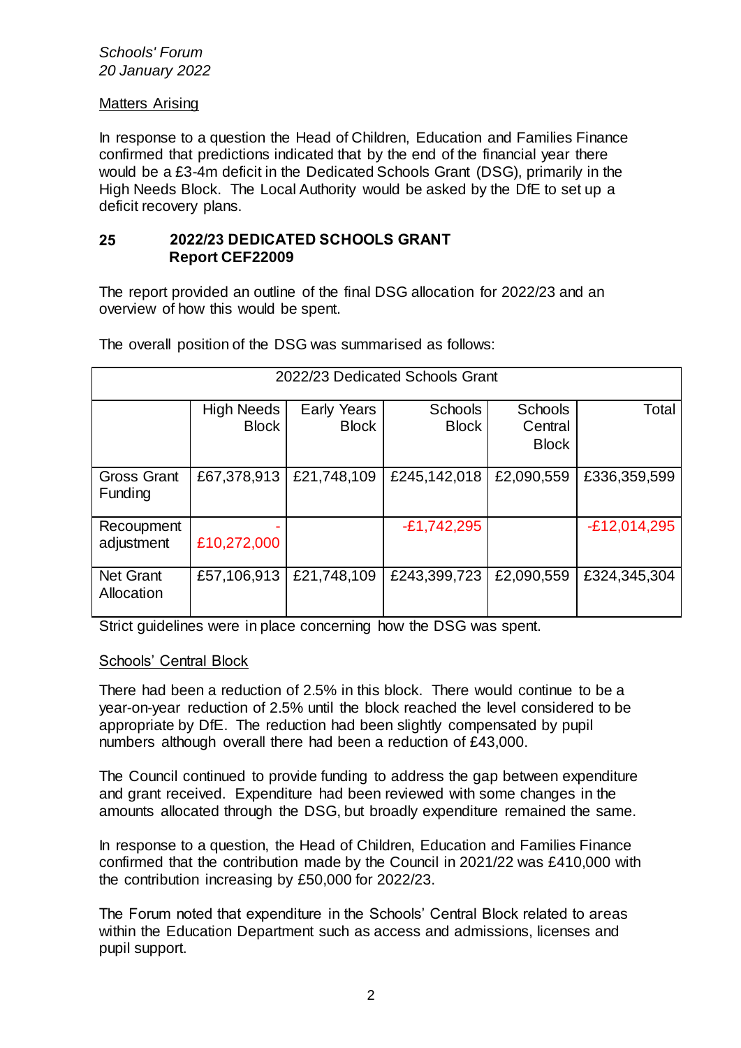*Schools' Forum*
*20 January 2022*

Matters Arising

In response to a question the Head of Children, Education and Families Finance confirmed that predictions indicated that by the end of the financial year there would be a £3-4m deficit in the Dedicated Schools Grant (DSG), primarily in the High Needs Block. The Local Authority would be asked by the DfE to set up a deficit recovery plans.

## 25 2022/23 DEDICATED SCHOOLS GRANT
**Report CEF22009**

The report provided an outline of the final DSG allocation for 2022/23 and an overview of how this would be spent.

The overall position of the DSG was summarised as follows:

| 2022/23 Dedicated Schools Grant | | | | | |
|---|---|---|---|---|---|
| | High Needs Block | Early Years Block | Schools Block | Schools Central Block | Total |
| Gross Grant Funding | £67,378,913 | £21,748,109 | £245,142,018 | £2,090,559 | £336,359,599 |
| Recoupment adjustment | -£10,272,000 | | -£1,742,295 | | -£12,014,295 |
| Net Grant Allocation | £57,106,913 | £21,748,109 | £243,399,723 | £2,090,559 | £324,345,304 |

Strict guidelines were in place concerning how the DSG was spent.

Schools' Central Block

There had been a reduction of 2.5% in this block. There would continue to be a year-on-year reduction of 2.5% until the block reached the level considered to be appropriate by DfE. The reduction had been slightly compensated by pupil numbers although overall there had been a reduction of £43,000.

The Council continued to provide funding to address the gap between expenditure and grant received. Expenditure had been reviewed with some changes in the amounts allocated through the DSG, but broadly expenditure remained the same.

In response to a question, the Head of Children, Education and Families Finance confirmed that the contribution made by the Council in 2021/22 was £410,000 with the contribution increasing by £50,000 for 2022/23.

The Forum noted that expenditure in the Schools' Central Block related to areas within the Education Department such as access and admissions, licenses and pupil support.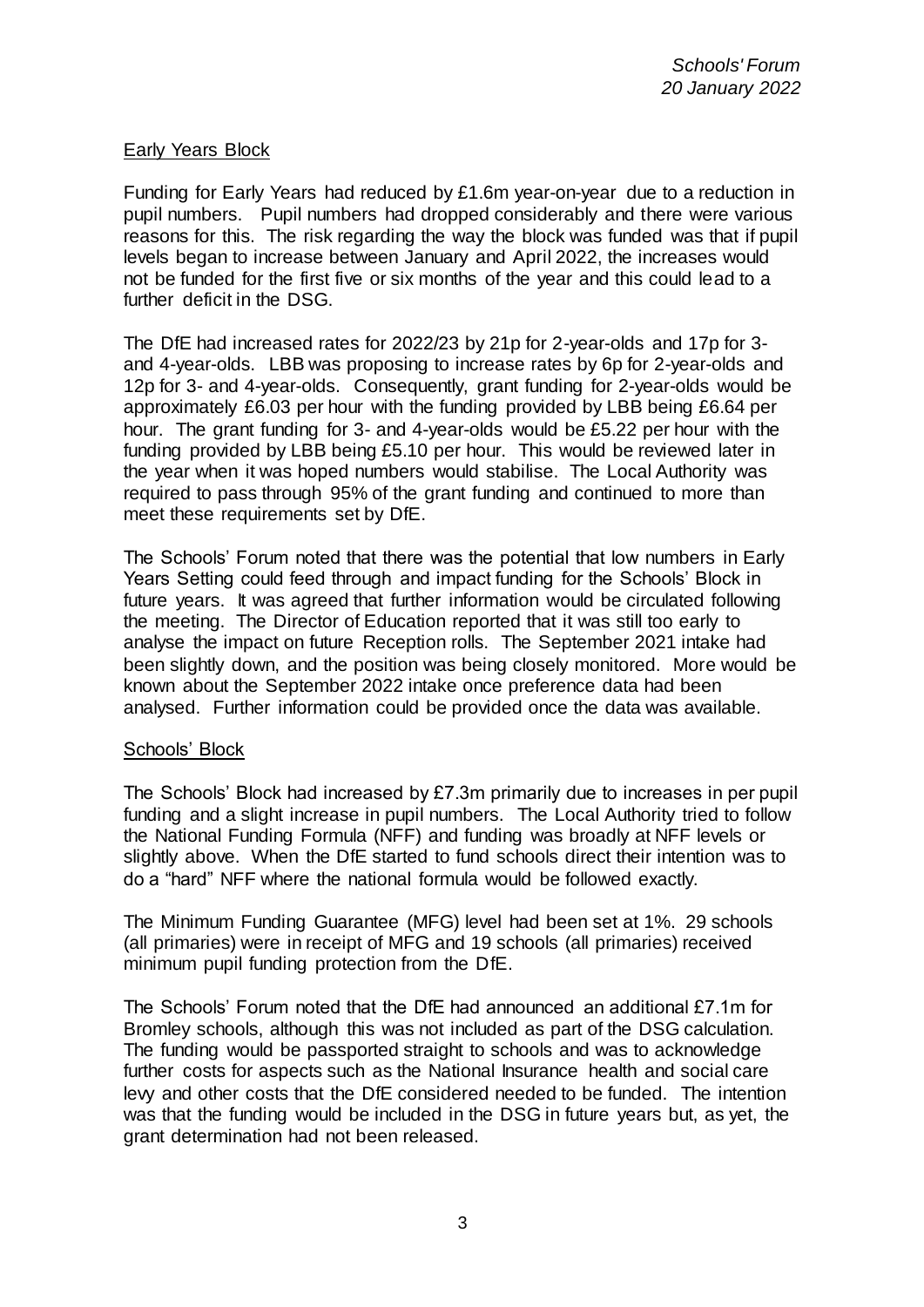## Early Years Block

Funding for Early Years had reduced by £1.6m year-on-year due to a reduction in pupil numbers. Pupil numbers had dropped considerably and there were various reasons for this. The risk regarding the way the block was funded was that if pupil levels began to increase between January and April 2022, the increases would not be funded for the first five or six months of the year and this could lead to a further deficit in the DSG.

The DfE had increased rates for 2022/23 by 21p for 2-year-olds and 17p for 3- and 4-year-olds. LBB was proposing to increase rates by 6p for 2-year-olds and 12p for 3- and 4-year-olds. Consequently, grant funding for 2-year-olds would be approximately £6.03 per hour with the funding provided by LBB being £6.64 per hour. The grant funding for 3- and 4-year-olds would be £5.22 per hour with the funding provided by LBB being £5.10 per hour. This would be reviewed later in the year when it was hoped numbers would stabilise. The Local Authority was required to pass through 95% of the grant funding and continued to more than meet these requirements set by DfE.

The Schools' Forum noted that there was the potential that low numbers in Early Years Setting could feed through and impact funding for the Schools' Block in future years. It was agreed that further information would be circulated following the meeting. The Director of Education reported that it was still too early to analyse the impact on future Reception rolls. The September 2021 intake had been slightly down, and the position was being closely monitored. More would be known about the September 2022 intake once preference data had been analysed. Further information could be provided once the data was available.

## Schools' Block

The Schools' Block had increased by £7.3m primarily due to increases in per pupil funding and a slight increase in pupil numbers. The Local Authority tried to follow the National Funding Formula (NFF) and funding was broadly at NFF levels or slightly above. When the DfE started to fund schools direct their intention was to do a "hard" NFF where the national formula would be followed exactly.

The Minimum Funding Guarantee (MFG) level had been set at 1%. 29 schools (all primaries) were in receipt of MFG and 19 schools (all primaries) received minimum pupil funding protection from the DfE.

The Schools' Forum noted that the DfE had announced an additional £7.1m for Bromley schools, although this was not included as part of the DSG calculation. The funding would be passported straight to schools and was to acknowledge further costs for aspects such as the National Insurance health and social care levy and other costs that the DfE considered needed to be funded. The intention was that the funding would be included in the DSG in future years but, as yet, the grant determination had not been released.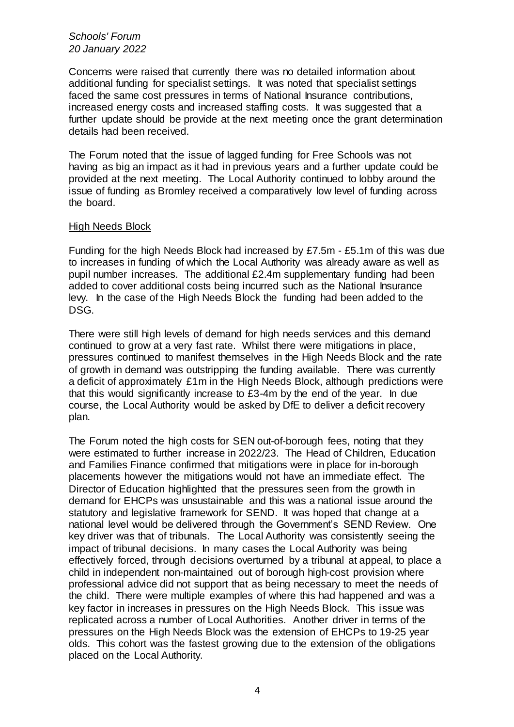Concerns were raised that currently there was no detailed information about additional funding for specialist settings. It was noted that specialist settings faced the same cost pressures in terms of National Insurance contributions, increased energy costs and increased staffing costs. It was suggested that a further update should be provide at the next meeting once the grant determination details had been received.

The Forum noted that the issue of lagged funding for Free Schools was not having as big an impact as it had in previous years and a further update could be provided at the next meeting. The Local Authority continued to lobby around the issue of funding as Bromley received a comparatively low level of funding across the board.

High Needs Block

Funding for the high Needs Block had increased by £7.5m - £5.1m of this was due to increases in funding of which the Local Authority was already aware as well as pupil number increases. The additional £2.4m supplementary funding had been added to cover additional costs being incurred such as the National Insurance levy. In the case of the High Needs Block the funding had been added to the DSG.

There were still high levels of demand for high needs services and this demand continued to grow at a very fast rate. Whilst there were mitigations in place, pressures continued to manifest themselves in the High Needs Block and the rate of growth in demand was outstripping the funding available. There was currently a deficit of approximately £1m in the High Needs Block, although predictions were that this would significantly increase to £3-4m by the end of the year. In due course, the Local Authority would be asked by DfE to deliver a deficit recovery plan.

The Forum noted the high costs for SEN out-of-borough fees, noting that they were estimated to further increase in 2022/23. The Head of Children, Education and Families Finance confirmed that mitigations were in place for in-borough placements however the mitigations would not have an immediate effect. The Director of Education highlighted that the pressures seen from the growth in demand for EHCPs was unsustainable and this was a national issue around the statutory and legislative framework for SEND. It was hoped that change at a national level would be delivered through the Government's SEND Review. One key driver was that of tribunals. The Local Authority was consistently seeing the impact of tribunal decisions. In many cases the Local Authority was being effectively forced, through decisions overturned by a tribunal at appeal, to place a child in independent non-maintained out of borough high-cost provision where professional advice did not support that as being necessary to meet the needs of the child. There were multiple examples of where this had happened and was a key factor in increases in pressures on the High Needs Block. This issue was replicated across a number of Local Authorities. Another driver in terms of the pressures on the High Needs Block was the extension of EHCPs to 19-25 year olds. This cohort was the fastest growing due to the extension of the obligations placed on the Local Authority.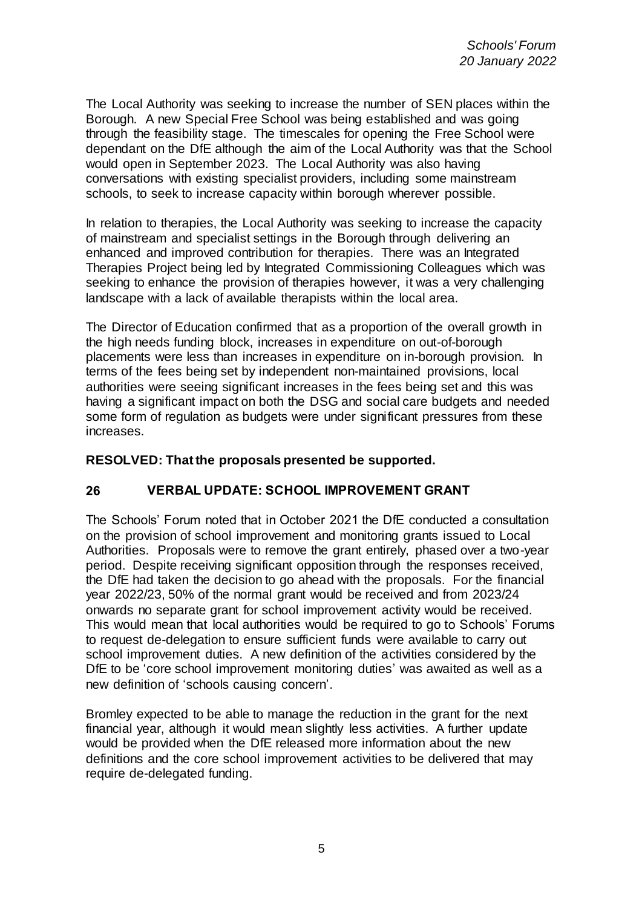The Local Authority was seeking to increase the number of SEN places within the Borough. A new Special Free School was being established and was going through the feasibility stage. The timescales for opening the Free School were dependant on the DfE although the aim of the Local Authority was that the School would open in September 2023. The Local Authority was also having conversations with existing specialist providers, including some mainstream schools, to seek to increase capacity within borough wherever possible.

In relation to therapies, the Local Authority was seeking to increase the capacity of mainstream and specialist settings in the Borough through delivering an enhanced and improved contribution for therapies. There was an Integrated Therapies Project being led by Integrated Commissioning Colleagues which was seeking to enhance the provision of therapies however, it was a very challenging landscape with a lack of available therapists within the local area.

The Director of Education confirmed that as a proportion of the overall growth in the high needs funding block, increases in expenditure on out-of-borough placements were less than increases in expenditure on in-borough provision. In terms of the fees being set by independent non-maintained provisions, local authorities were seeing significant increases in the fees being set and this was having a significant impact on both the DSG and social care budgets and needed some form of regulation as budgets were under significant pressures from these increases.

**RESOLVED: That the proposals presented be supported.**

## 26 VERBAL UPDATE: SCHOOL IMPROVEMENT GRANT

The Schools' Forum noted that in October 2021 the DfE conducted a consultation on the provision of school improvement and monitoring grants issued to Local Authorities. Proposals were to remove the grant entirely, phased over a two-year period. Despite receiving significant opposition through the responses received, the DfE had taken the decision to go ahead with the proposals. For the financial year 2022/23, 50% of the normal grant would be received and from 2023/24 onwards no separate grant for school improvement activity would be received. This would mean that local authorities would be required to go to Schools' Forums to request de-delegation to ensure sufficient funds were available to carry out school improvement duties. A new definition of the activities considered by the DfE to be 'core school improvement monitoring duties' was awaited as well as a new definition of 'schools causing concern'.

Bromley expected to be able to manage the reduction in the grant for the next financial year, although it would mean slightly less activities. A further update would be provided when the DfE released more information about the new definitions and the core school improvement activities to be delivered that may require de-delegated funding.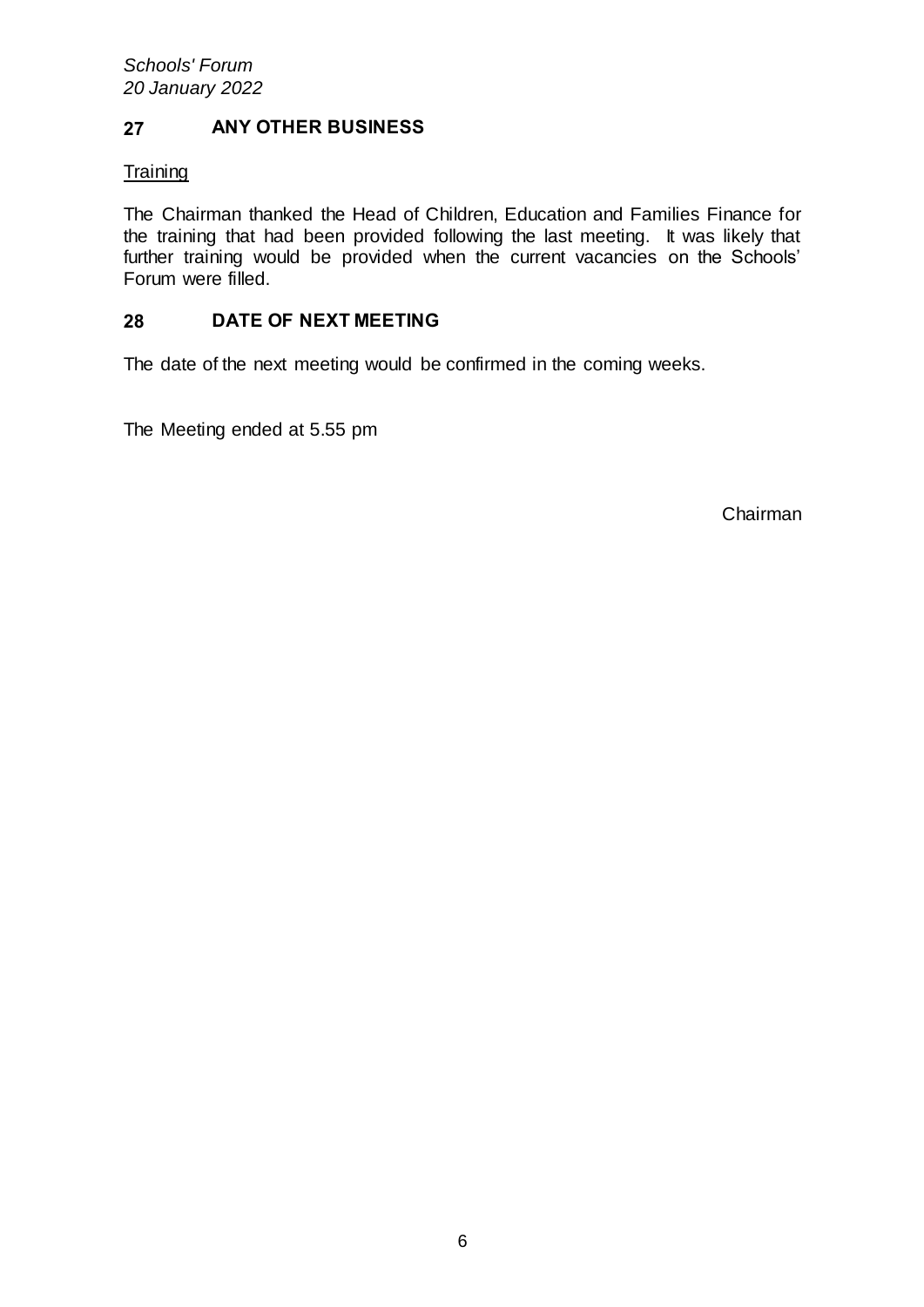## 27 ANY OTHER BUSINESS

Training

The Chairman thanked the Head of Children, Education and Families Finance for the training that had been provided following the last meeting. It was likely that further training would be provided when the current vacancies on the Schools' Forum were filled.

## 28 DATE OF NEXT MEETING

The date of the next meeting would be confirmed in the coming weeks.

The Meeting ended at 5.55 pm

Chairman